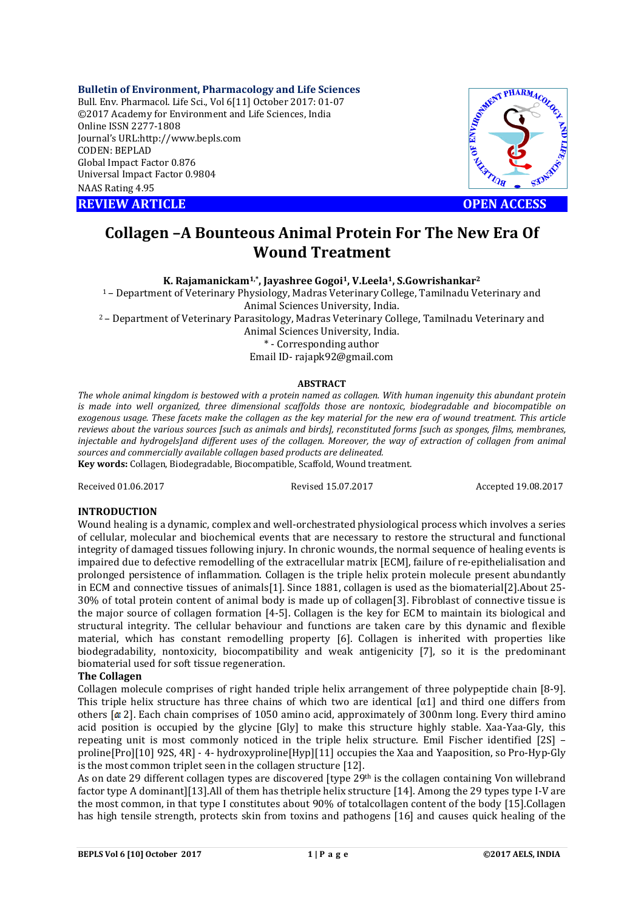**Bulletin of Environment, Pharmacology and Life Sciences**
Bull. Env. Pharmacol. Life Sci., Vol 6[11] October 2017: 01-07
©2017 Academy for Environment and Life Sciences, India
Online ISSN 2277-1808
Journal's URL:http://www.bepls.com
CODEN: BEPLAD
Global Impact Factor 0.876
Universal Impact Factor 0.9804
NAAS Rating 4.95

**REVIEW ARTICLE** **OPEN ACCESS**

# Collagen –A Bounteous Animal Protein For The New Era Of Wound Treatment

**K. Rajamanickam[1,*], Jayashree Gogoi[1], V.Leela[1], S.Gowrishankar[2]**

[1] – Department of Veterinary Physiology, Madras Veterinary College, Tamilnadu Veterinary and Animal Sciences University, India.
[2] – Department of Veterinary Parasitology, Madras Veterinary College, Tamilnadu Veterinary and Animal Sciences University, India.
* - Corresponding author
Email ID- rajapk92@gmail.com

**ABSTRACT**

*The whole animal kingdom is bestowed with a protein named as collagen. With human ingenuity this abundant protein is made into well organized, three dimensional scaffolds those are nontoxic, biodegradable and biocompatible on exogenous usage. These facets make the collagen as the key material for the new era of wound treatment. This article reviews about the various sources [such as animals and birds], reconstituted forms [such as sponges, films, membranes, injectable and hydrogels]and different uses of the collagen. Moreover, the way of extraction of collagen from animal sources and commercially available collagen based products are delineated.*

**Key words:** Collagen, Biodegradable, Biocompatible, Scaffold, Wound treatment.

Received 01.06.2017 Revised 15.07.2017 Accepted 19.08.2017

## INTRODUCTION

Wound healing is a dynamic, complex and well-orchestrated physiological process which involves a series of cellular, molecular and biochemical events that are necessary to restore the structural and functional integrity of damaged tissues following injury. In chronic wounds, the normal sequence of healing events is impaired due to defective remodelling of the extracellular matrix [ECM], failure of re-epithelialisation and prolonged persistence of inflammation. Collagen is the triple helix protein molecule present abundantly in ECM and connective tissues of animals[1]. Since 1881, collagen is used as the biomaterial[2].About 25-30% of total protein content of animal body is made up of collagen[3]. Fibroblast of connective tissue is the major source of collagen formation [4-5]. Collagen is the key for ECM to maintain its biological and structural integrity. The cellular behaviour and functions are taken care by this dynamic and flexible material, which has constant remodelling property [6]. Collagen is inherited with properties like biodegradability, nontoxicity, biocompatibility and weak antigenicity [7], so it is the predominant biomaterial used for soft tissue regeneration.

### The Collagen

Collagen molecule comprises of right handed triple helix arrangement of three polypeptide chain [8-9]. This triple helix structure has three chains of which two are identical [α1] and third one differs from others [α2]. Each chain comprises of 1050 amino acid, approximately of 300nm long. Every third amino acid position is occupied by the glycine [Gly] to make this structure highly stable. Xaa-Yaa-Gly, this repeating unit is most commonly noticed in the triple helix structure. Emil Fischer identified [2S] – proline[Pro][10] 92S, 4R] - 4- hydroxyproline[Hyp][11] occupies the Xaa and Yaaposition, so Pro-Hyp-Gly is the most common triplet seen in the collagen structure [12].

As on date 29 different collagen types are discovered [type 29th is the collagen containing Von willebrand factor type A dominant][13].All of them has thetriple helix structure [14]. Among the 29 types type I-V are the most common, in that type I constitutes about 90% of totalcollagen content of the body [15].Collagen has high tensile strength, protects skin from toxins and pathogens [16] and causes quick healing of the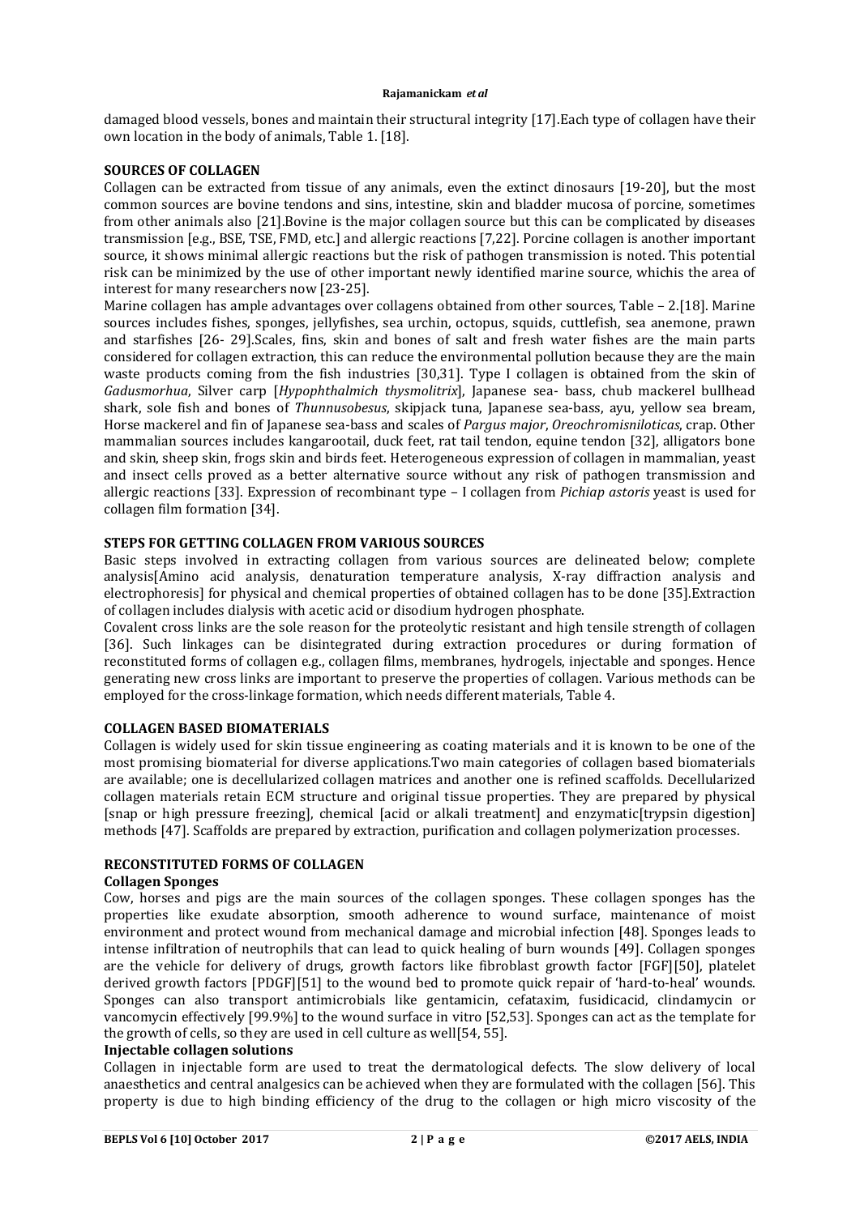damaged blood vessels, bones and maintain their structural integrity [17].Each type of collagen have their own location in the body of animals, Table 1. [18].

## SOURCES OF COLLAGEN

Collagen can be extracted from tissue of any animals, even the extinct dinosaurs [19-20], but the most common sources are bovine tendons and sins, intestine, skin and bladder mucosa of porcine, sometimes from other animals also [21].Bovine is the major collagen source but this can be complicated by diseases transmission [e.g., BSE, TSE, FMD, etc.] and allergic reactions [7,22]. Porcine collagen is another important source, it shows minimal allergic reactions but the risk of pathogen transmission is noted. This potential risk can be minimized by the use of other important newly identified marine source, whichis the area of interest for many researchers now [23-25].

Marine collagen has ample advantages over collagens obtained from other sources, Table – 2.[18]. Marine sources includes fishes, sponges, jellyfishes, sea urchin, octopus, squids, cuttlefish, sea anemone, prawn and starfishes [26- 29].Scales, fins, skin and bones of salt and fresh water fishes are the main parts considered for collagen extraction, this can reduce the environmental pollution because they are the main waste products coming from the fish industries [30,31]. Type I collagen is obtained from the skin of *Gadusmorhua*, Silver carp [*Hypophthalmich thysmolitrix*], Japanese sea- bass, chub mackerel bullhead shark, sole fish and bones of *Thunnusobesus*, skipjack tuna, Japanese sea-bass, ayu, yellow sea bream, Horse mackerel and fin of Japanese sea-bass and scales of *Pargus major*, *Oreochromisniloticas*, crap. Other mammalian sources includes kangarootail, duck feet, rat tail tendon, equine tendon [32], alligators bone and skin, sheep skin, frogs skin and birds feet. Heterogeneous expression of collagen in mammalian, yeast and insect cells proved as a better alternative source without any risk of pathogen transmission and allergic reactions [33]. Expression of recombinant type – I collagen from *Pichiap astoris* yeast is used for collagen film formation [34].

## STEPS FOR GETTING COLLAGEN FROM VARIOUS SOURCES

Basic steps involved in extracting collagen from various sources are delineated below; complete analysis[Amino acid analysis, denaturation temperature analysis, X-ray diffraction analysis and electrophoresis] for physical and chemical properties of obtained collagen has to be done [35].Extraction of collagen includes dialysis with acetic acid or disodium hydrogen phosphate.

Covalent cross links are the sole reason for the proteolytic resistant and high tensile strength of collagen [36]. Such linkages can be disintegrated during extraction procedures or during formation of reconstituted forms of collagen e.g., collagen films, membranes, hydrogels, injectable and sponges. Hence generating new cross links are important to preserve the properties of collagen. Various methods can be employed for the cross-linkage formation, which needs different materials, Table 4.

## COLLAGEN BASED BIOMATERIALS

Collagen is widely used for skin tissue engineering as coating materials and it is known to be one of the most promising biomaterial for diverse applications.Two main categories of collagen based biomaterials are available; one is decellularized collagen matrices and another one is refined scaffolds. Decellularized collagen materials retain ECM structure and original tissue properties. They are prepared by physical [snap or high pressure freezing], chemical [acid or alkali treatment] and enzymatic[trypsin digestion] methods [47]. Scaffolds are prepared by extraction, purification and collagen polymerization processes.

## RECONSTITUTED FORMS OF COLLAGEN

### Collagen Sponges

Cow, horses and pigs are the main sources of the collagen sponges. These collagen sponges has the properties like exudate absorption, smooth adherence to wound surface, maintenance of moist environment and protect wound from mechanical damage and microbial infection [48]. Sponges leads to intense infiltration of neutrophils that can lead to quick healing of burn wounds [49]. Collagen sponges are the vehicle for delivery of drugs, growth factors like fibroblast growth factor [FGF][50], platelet derived growth factors [PDGF][51] to the wound bed to promote quick repair of 'hard-to-heal' wounds. Sponges can also transport antimicrobials like gentamicin, cefataxim, fusidicacid, clindamycin or vancomycin effectively [99.9%] to the wound surface in vitro [52,53]. Sponges can act as the template for the growth of cells, so they are used in cell culture as well[54, 55].

### Injectable collagen solutions

Collagen in injectable form are used to treat the dermatological defects. The slow delivery of local anaesthetics and central analgesics can be achieved when they are formulated with the collagen [56]. This property is due to high binding efficiency of the drug to the collagen or high micro viscosity of the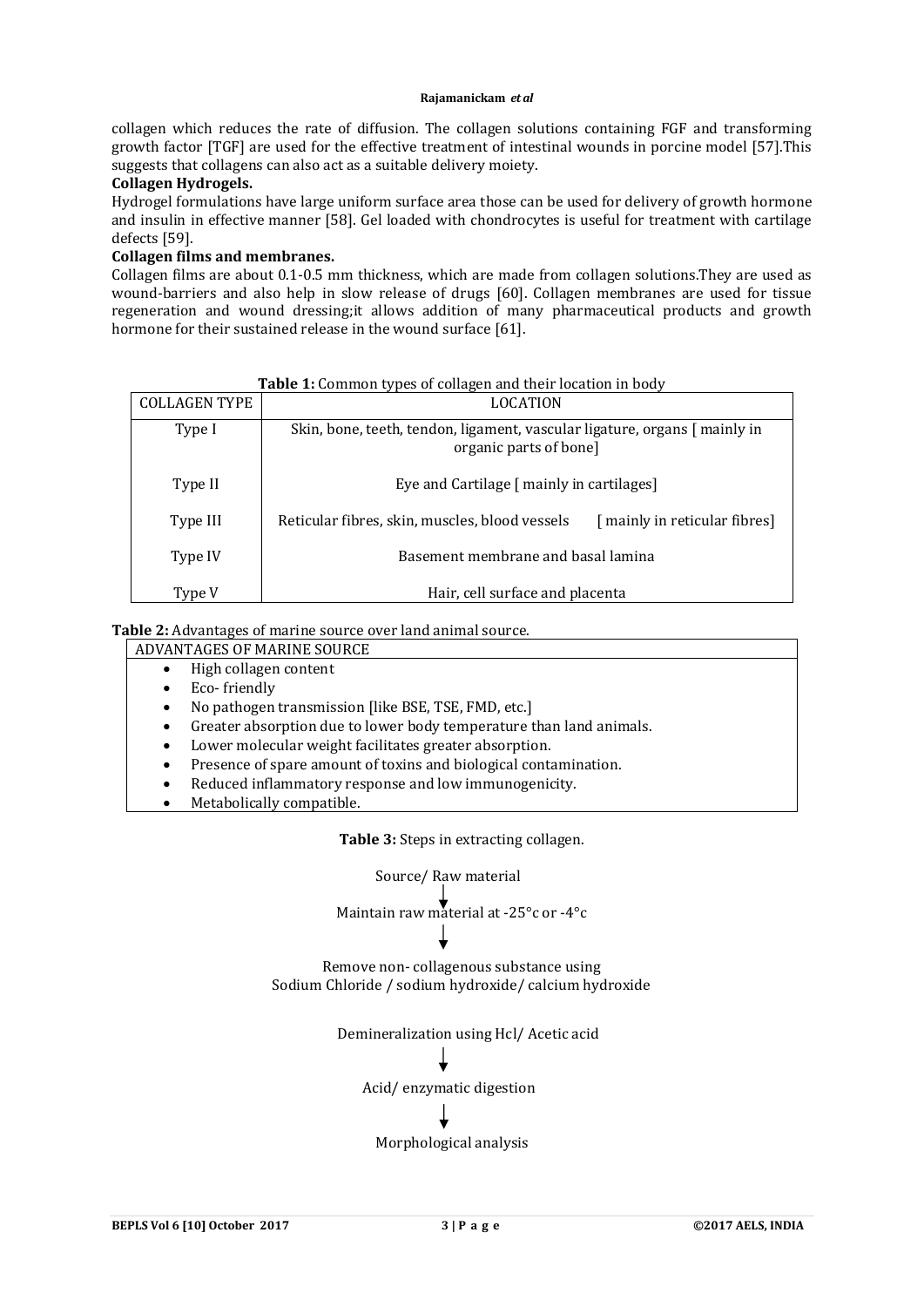collagen which reduces the rate of diffusion. The collagen solutions containing FGF and transforming growth factor [TGF] are used for the effective treatment of intestinal wounds in porcine model [57].This suggests that collagens can also act as a suitable delivery moiety.

**Collagen Hydrogels.**

Hydrogel formulations have large uniform surface area those can be used for delivery of growth hormone and insulin in effective manner [58]. Gel loaded with chondrocytes is useful for treatment with cartilage defects [59].

**Collagen films and membranes.**

Collagen films are about 0.1-0.5 mm thickness, which are made from collagen solutions.They are used as wound-barriers and also help in slow release of drugs [60]. Collagen membranes are used for tissue regeneration and wound dressing;it allows addition of many pharmaceutical products and growth hormone for their sustained release in the wound surface [61].

**Table 1:** Common types of collagen and their location in body

| COLLAGEN TYPE | LOCATION |
|---|---|
| Type I | Skin, bone, teeth, tendon, ligament, vascular ligature, organs [ mainly in organic parts of bone] |
| Type II | Eye and Cartilage [ mainly in cartilages] |
| Type III | Reticular fibres, skin, muscles, blood vessels [ mainly in reticular fibres] |
| Type IV | Basement membrane and basal lamina |
| Type V | Hair, cell surface and placenta |

**Table 2:** Advantages of marine source over land animal source.

| ADVANTAGES OF MARINE SOURCE |
|---|
| • High collagen content<br>• Eco- friendly<br>• No pathogen transmission [like BSE, TSE, FMD, etc.]<br>• Greater absorption due to lower body temperature than land animals.<br>• Lower molecular weight facilitates greater absorption.<br>• Presence of spare amount of toxins and biological contamination.<br>• Reduced inflammatory response and low immunogenicity.<br>• Metabolically compatible. |

**Table 3:** Steps in extracting collagen.

Source/ Raw material

↓

Maintain raw material at -25°c or -4°c

↓

Remove non- collagenous substance using Sodium Chloride / sodium hydroxide/ calcium hydroxide

Demineralization using Hcl/ Acetic acid

↓

Acid/ enzymatic digestion

↓

Morphological analysis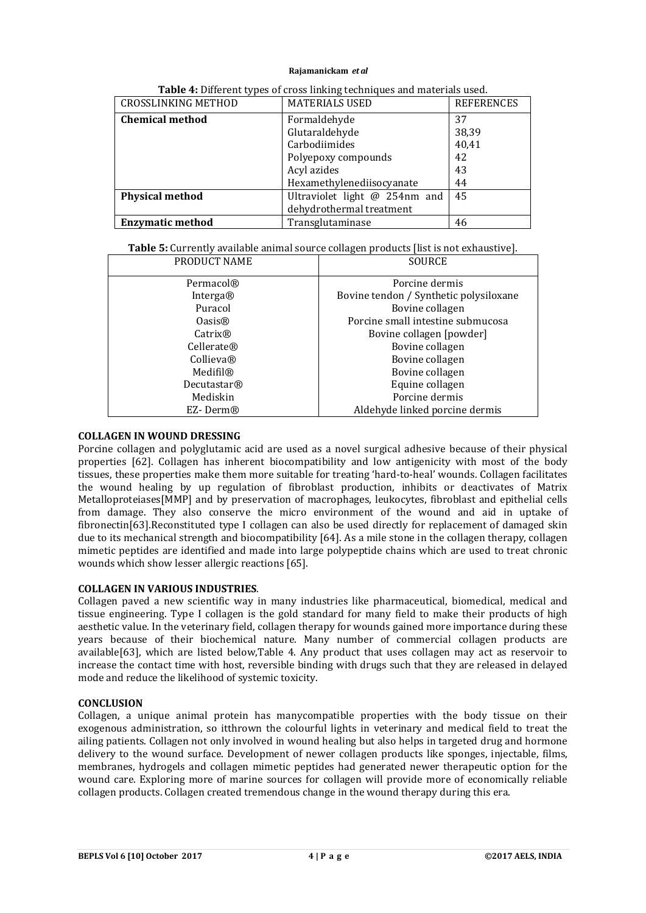**Table 4:** Different types of cross linking techniques and materials used.

| CROSSLINKING METHOD | MATERIALS USED | REFERENCES |
|---|---|---|
| **Chemical method** | Formaldehyde | 37 |
| | Glutaraldehyde | 38,39 |
| | Carbodiimides | 40,41 |
| | Polyepoxy compounds | 42 |
| | Acyl azides | 43 |
| | Hexamethylenediisocyanate | 44 |
| **Physical method** | Ultraviolet light @ 254nm and dehydrothermal treatment | 45 |
| **Enzymatic method** | Transglutaminase | 46 |

**Table 5:** Currently available animal source collagen products [list is not exhaustive].

| PRODUCT NAME | SOURCE |
|---|---|
| Permacol® | Porcine dermis |
| Interga® | Bovine tendon / Synthetic polysiloxane |
| Puracol | Bovine collagen |
| Oasis® | Porcine small intestine submucosa |
| Catrix® | Bovine collagen [powder] |
| Cellerate® | Bovine collagen |
| Collieva® | Bovine collagen |
| Medifil® | Bovine collagen |
| Decutastar® | Equine collagen |
| Mediskin | Porcine dermis |
| EZ- Derm® | Aldehyde linked porcine dermis |

## COLLAGEN IN WOUND DRESSING

Porcine collagen and polyglutamic acid are used as a novel surgical adhesive because of their physical properties [62]. Collagen has inherent biocompatibility and low antigenicity with most of the body tissues, these properties make them more suitable for treating 'hard-to-heal' wounds. Collagen facilitates the wound healing by up regulation of fibroblast production, inhibits or deactivates of Matrix Metalloproteiases[MMP] and by preservation of macrophages, leukocytes, fibroblast and epithelial cells from damage. They also conserve the micro environment of the wound and aid in uptake of fibronectin[63].Reconstituted type I collagen can also be used directly for replacement of damaged skin due to its mechanical strength and biocompatibility [64]. As a mile stone in the collagen therapy, collagen mimetic peptides are identified and made into large polypeptide chains which are used to treat chronic wounds which show lesser allergic reactions [65].

## COLLAGEN IN VARIOUS INDUSTRIES.

Collagen paved a new scientific way in many industries like pharmaceutical, biomedical, medical and tissue engineering. Type I collagen is the gold standard for many field to make their products of high aesthetic value. In the veterinary field, collagen therapy for wounds gained more importance during these years because of their biochemical nature. Many number of commercial collagen products are available[63], which are listed below,Table 4. Any product that uses collagen may act as reservoir to increase the contact time with host, reversible binding with drugs such that they are released in delayed mode and reduce the likelihood of systemic toxicity.

## CONCLUSION

Collagen, a unique animal protein has manycompatible properties with the body tissue on their exogenous administration, so itthrown the colourful lights in veterinary and medical field to treat the ailing patients. Collagen not only involved in wound healing but also helps in targeted drug and hormone delivery to the wound surface. Development of newer collagen products like sponges, injectable, films, membranes, hydrogels and collagen mimetic peptides had generated newer therapeutic option for the wound care. Exploring more of marine sources for collagen will provide more of economically reliable collagen products. Collagen created tremendous change in the wound therapy during this era.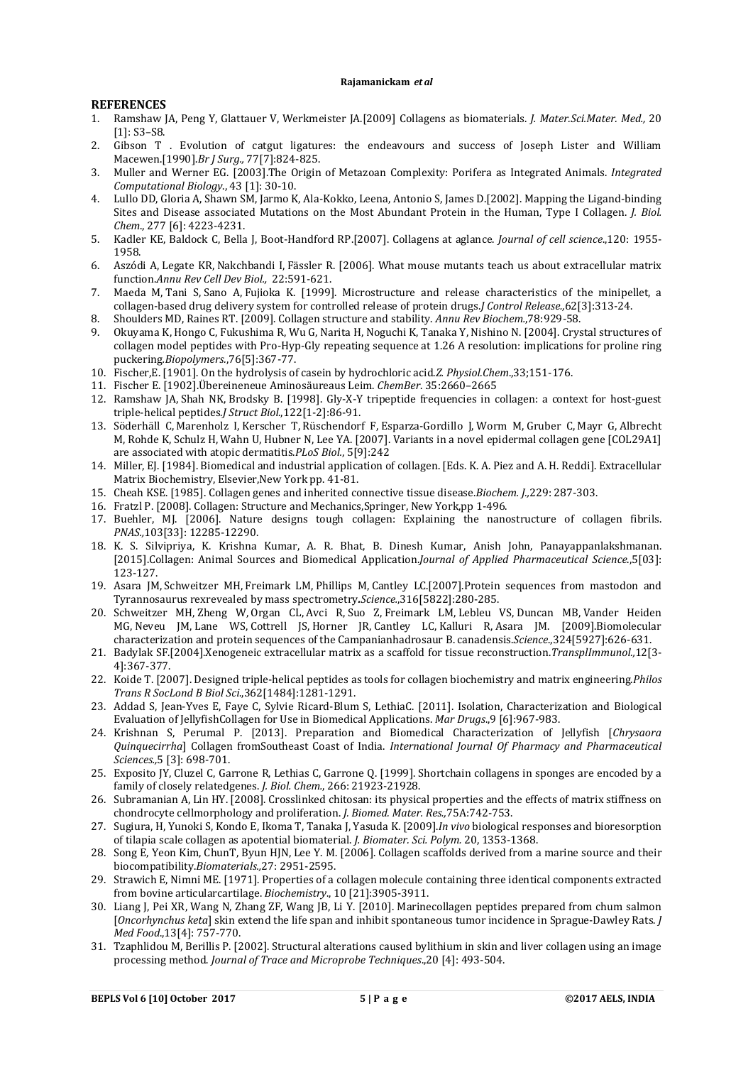## REFERENCES

1. Ramshaw JA, Peng Y, Glattauer V, Werkmeister JA.[2009] Collagens as biomaterials. *J. Mater.Sci.Mater. Med.,* 20 [1]: S3–S8.
2. Gibson T . Evolution of catgut ligatures: the endeavours and success of Joseph Lister and William Macewen.[1990].*Br J Surg.,* 77[7]:824-825.
3. Muller and Werner EG. [2003].The Origin of Metazoan Complexity: Porifera as Integrated Animals. *Integrated Computational Biology.*, 43 [1]: 30-10.
4. Lullo DD, Gloria A, Shawn SM, Jarmo K, Ala-Kokko, Leena, Antonio S, James D.[2002]. Mapping the Ligand-binding Sites and Disease associated Mutations on the Most Abundant Protein in the Human, Type I Collagen. *J. Biol. Chem*., 277 [6]: 4223-4231.
5. Kadler KE, Baldock C, Bella J, Boot-Handford RP.[2007]. Collagens at aglance. *Journal of cell science*.,120: 1955-1958.
6. Aszódi A, Legate KR, Nakchbandi I, Fässler R. [2006]. What mouse mutants teach us about extracellular matrix function.*Annu Rev Cell Dev Biol.,* 22:591-621.
7. Maeda M, Tani S, Sano A, Fujioka K. [1999]. Microstructure and release characteristics of the minipellet, a collagen-based drug delivery system for controlled release of protein drugs.*J Control Release.,*62[3]:313-24.
8. Shoulders MD, Raines RT. [2009]. Collagen structure and stability. *Annu Rev Biochem*.,78:929-58.
9. Okuyama K, Hongo C, Fukushima R, Wu G, Narita H, Noguchi K, Tanaka Y, Nishino N. [2004]. Crystal structures of collagen model peptides with Pro-Hyp-Gly repeating sequence at 1.26 A resolution: implications for proline ring puckering.*Biopolymers.*,76[5]:367-77.
10. Fischer,E. [1901]. On the hydrolysis of casein by hydrochloric acid.*Z. Physiol.Chem*.,33;151-176.
11. Fischer E. [1902].Übereineneue Aminosäureaus Leim. *ChemBer.* 35:2660–2665
12. Ramshaw JA, Shah NK, Brodsky B. [1998]. Gly-X-Y tripeptide frequencies in collagen: a context for host-guest triple-helical peptides.*J Struct Biol*.,122[1-2]:86-91.
13. Söderhäll C, Marenholz I, Kerscher T, Rüschendorf F, Esparza-Gordillo J, Worm M, Gruber C, Mayr G, Albrecht M, Rohde K, Schulz H, Wahn U, Hubner N, Lee YA. [2007]. Variants in a novel epidermal collagen gene [COL29A1] are associated with atopic dermatitis.*PLoS Biol.*, 5[9]:242
14. Miller, EJ. [1984]. Biomedical and industrial application of collagen. [Eds. K. A. Piez and A. H. Reddi]. Extracellular Matrix Biochemistry, Elsevier,New York pp. 41-81.
15. Cheah KSE. [1985]. Collagen genes and inherited connective tissue disease.*Biochem. J.,*229: 287-303.
16. Fratzl P. [2008]. Collagen: Structure and Mechanics,Springer, New York,pp 1-496.
17. Buehler, MJ. [2006]. Nature designs tough collagen: Explaining the nanostructure of collagen fibrils. *PNAS.,*103[33]: 12285-12290.
18. K. S. Silvipriya, K. Krishna Kumar, A. R. Bhat, B. Dinesh Kumar, Anish John, Panayappanlakshmanan. [2015].Collagen: Animal Sources and Biomedical Application.*Journal of Applied Pharmaceutical Science.*,5[03]: 123-127.
19. Asara JM, Schweitzer MH, Freimark LM, Phillips M, Cantley LC.[2007].Protein sequences from mastodon and Tyrannosaurus rexrevealed by mass spectrometry.*Science.*,316[5822]:280-285.
20. Schweitzer MH, Zheng W, Organ CL, Avci R, Suo Z, Freimark LM, Lebleu VS, Duncan MB, Vander Heiden MG, Neveu JM, Lane WS, Cottrell JS, Horner JR, Cantley LC, Kalluri R, Asara JM. [2009].Biomolecular characterization and protein sequences of the Campanianhadrosaur B. canadensis.*Science*.,324[5927]:626-631.
21. Badylak SF.[2004].Xenogeneic extracellular matrix as a scaffold for tissue reconstruction.*TransplImmunol.,*12[3-4]:367-377.
22. Koide T. [2007]. Designed triple-helical peptides as tools for collagen biochemistry and matrix engineering.*Philos Trans R SocLond B Biol Sci*.,362[1484]:1281-1291.
23. Addad S, Jean-Yves E, Faye C, Sylvie Ricard-Blum S, LethiaC. [2011]. Isolation, Characterization and Biological Evaluation of JellyfishCollagen for Use in Biomedical Applications. *Mar Drugs*.,9 [6]:967-983.
24. Krishnan S, Perumal P. [2013]. Preparation and Biomedical Characterization of Jellyfish [*Chrysaora Quinquecirrha*] Collagen fromSoutheast Coast of India. *International Journal Of Pharmacy and Pharmaceutical Sciences.,*5 [3]: 698-701.
25. Exposito JY, Cluzel C, Garrone R, Lethias C, Garrone Q. [1999]. Shortchain collagens in sponges are encoded by a family of closely relatedgenes. *J. Biol. Chem.*, 266: 21923-21928.
26. Subramanian A, Lin HY. [2008]. Crosslinked chitosan: its physical properties and the effects of matrix stiffness on chondrocyte cellmorphology and proliferation. *J. Biomed. Mater. Res.,*75A:742-753.
27. Sugiura, H, Yunoki S, Kondo E, Ikoma T, Tanaka J, Yasuda K. [2009].*In vivo* biological responses and bioresorption of tilapia scale collagen as apotential biomaterial. *J. Biomater. Sci. Polym.* 20, 1353-1368.
28. Song E, Yeon Kim, ChunT, Byun HJN, Lee Y. M. [2006]. Collagen scaffolds derived from a marine source and their biocompatibility.*Biomaterials.,*27: 2951-2595.
29. Strawich E, Nimni ME. [1971]. Properties of a collagen molecule containing three identical components extracted from bovine articularcartilage. *Biochemistry*., 10 [21]:3905-3911.
30. Liang J, Pei XR, Wang N, Zhang ZF, Wang JB, Li Y. [2010]. Marinecollagen peptides prepared from chum salmon [*Oncorhynchus keta*] skin extend the life span and inhibit spontaneous tumor incidence in Sprague-Dawley Rats. *J Med Food*.,13[4]: 757-770.
31. Tzaphlidou M, Berillis P. [2002]. Structural alterations caused bylithium in skin and liver collagen using an image processing method. *Journal of Trace and Microprobe Techniques*.,20 [4]: 493-504.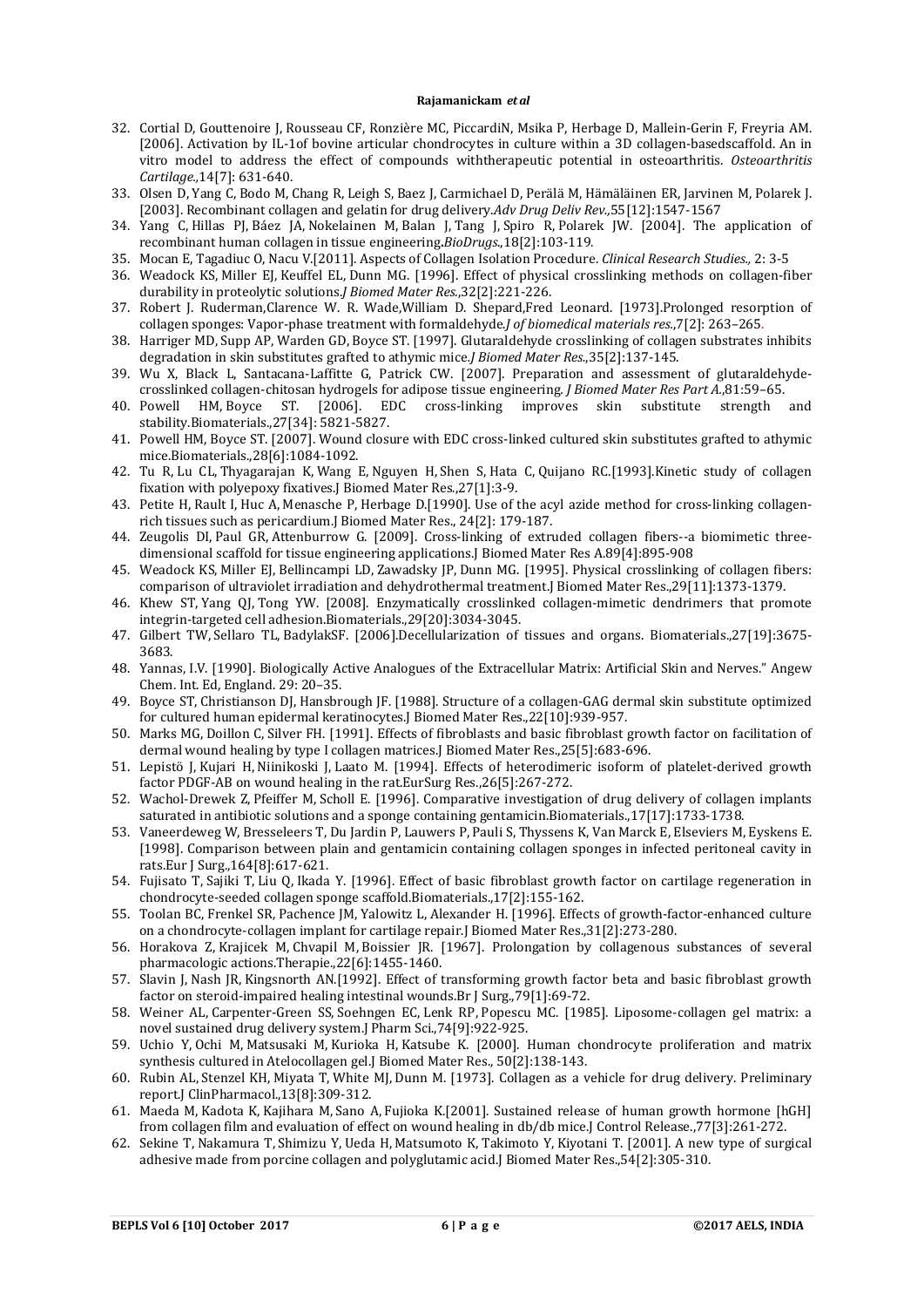32. Cortial D, Gouttenoire J, Rousseau CF, Ronzière MC, PiccardiN, Msika P, Herbage D, Mallein-Gerin F, Freyria AM. [2006]. Activation by IL-1of bovine articular chondrocytes in culture within a 3D collagen-basedscaffold. An in vitro model to address the effect of compounds withtherapeutic potential in osteoarthritis. *Osteoarthritis Cartilage.,*14[7]: 631-640.
33. Olsen D, Yang C, Bodo M, Chang R, Leigh S, Baez J, Carmichael D, Perälä M, Hämäläinen ER, Jarvinen M, Polarek J. [2003]. Recombinant collagen and gelatin for drug delivery.*Adv Drug Deliv Rev.,*55[12]:1547-1567
34. Yang C, Hillas PJ, Báez JA, Nokelainen M, Balan J, Tang J, Spiro R, Polarek JW. [2004]. The application of recombinant human collagen in tissue engineering**.***BioDrugs.*,18[2]:103-119.
35. Mocan E, Tagadiuc O, Nacu V.[2011]. Aspects of Collagen Isolation Procedure. *Clinical Research Studies.,* 2: 3-5
36. Weadock KS, Miller EJ, Keuffel EL, Dunn MG. [1996]. Effect of physical crosslinking methods on collagen-fiber durability in proteolytic solutions.*J Biomed Mater Res.*,32[2]:221-226.
37. Robert J. Ruderman,Clarence W. R. Wade,William D. Shepard,Fred Leonard. [1973].Prolonged resorption of collagen sponges: Vapor-phase treatment with formaldehyde.*J of biomedical materials res.*,7[2]: 263–265.
38. Harriger MD, Supp AP, Warden GD, Boyce ST. [1997]. Glutaraldehyde crosslinking of collagen substrates inhibits degradation in skin substitutes grafted to athymic mice.*J Biomed Mater Res.*,35[2]:137-145.
39. Wu X, Black L, Santacana-Laffitte G, Patrick CW. [2007]. Preparation and assessment of glutaraldehyde-crosslinked collagen-chitosan hydrogels for adipose tissue engineering. *J Biomed Mater Res Part A.*,81:59–65.
40. Powell HM, Boyce ST. [2006]. EDC cross-linking improves skin substitute strength and stability.Biomaterials.,27[34]: 5821-5827.
41. Powell HM, Boyce ST. [2007]. Wound closure with EDC cross-linked cultured skin substitutes grafted to athymic mice.Biomaterials.,28[6]:1084-1092.
42. Tu R, Lu CL, Thyagarajan K, Wang E, Nguyen H, Shen S, Hata C, Quijano RC.[1993].Kinetic study of collagen fixation with polyepoxy fixatives.J Biomed Mater Res.,27[1]:3-9.
43. Petite H, Rault I, Huc A, Menasche P, Herbage D.[1990]. Use of the acyl azide method for cross-linking collagen-rich tissues such as pericardium.J Biomed Mater Res., 24[2]: 179-187.
44. Zeugolis DI, Paul GR, Attenburrow G. [2009]. Cross-linking of extruded collagen fibers--a biomimetic three-dimensional scaffold for tissue engineering applications.J Biomed Mater Res A.89[4]:895-908
45. Weadock KS, Miller EJ, Bellincampi LD, Zawadsky JP, Dunn MG. [1995]. Physical crosslinking of collagen fibers: comparison of ultraviolet irradiation and dehydrothermal treatment.J Biomed Mater Res.,29[11]:1373-1379.
46. Khew ST, Yang QJ, Tong YW. [2008]. Enzymatically crosslinked collagen-mimetic dendrimers that promote integrin-targeted cell adhesion.Biomaterials.,29[20]:3034-3045.
47. Gilbert TW, Sellaro TL, BadylakSF. [2006].Decellularization of tissues and organs. Biomaterials.,27[19]:3675-3683.
48. Yannas, I.V. [1990]. Biologically Active Analogues of the Extracellular Matrix: Artificial Skin and Nerves." Angew Chem. Int. Ed, England. 29: 20–35.
49. Boyce ST, Christianson DJ, Hansbrough JF. [1988]. Structure of a collagen-GAG dermal skin substitute optimized for cultured human epidermal keratinocytes.J Biomed Mater Res.,22[10]:939-957.
50. Marks MG, Doillon C, Silver FH. [1991]. Effects of fibroblasts and basic fibroblast growth factor on facilitation of dermal wound healing by type I collagen matrices.J Biomed Mater Res.,25[5]:683-696.
51. Lepistö J, Kujari H, Niinikoski J, Laato M. [1994]. Effects of heterodimeric isoform of platelet-derived growth factor PDGF-AB on wound healing in the rat.EurSurg Res.,26[5]:267-272.
52. Wachol-Drewek Z, Pfeiffer M, Scholl E. [1996]. Comparative investigation of drug delivery of collagen implants saturated in antibiotic solutions and a sponge containing gentamicin.Biomaterials.,17[17]:1733-1738.
53. Vaneerdeweg W, Bresseleers T, Du Jardin P, Lauwers P, Pauli S, Thyssens K, Van Marck E, Elseviers M, Eyskens E. [1998]. Comparison between plain and gentamicin containing collagen sponges in infected peritoneal cavity in rats.Eur J Surg.,164[8]:617-621.
54. Fujisato T, Sajiki T, Liu Q, Ikada Y. [1996]. Effect of basic fibroblast growth factor on cartilage regeneration in chondrocyte-seeded collagen sponge scaffold.Biomaterials.,17[2]:155-162.
55. Toolan BC, Frenkel SR, Pachence JM, Yalowitz L, Alexander H. [1996]. Effects of growth-factor-enhanced culture on a chondrocyte-collagen implant for cartilage repair.J Biomed Mater Res.,31[2]:273-280.
56. Horakova Z, Krajicek M, Chvapil M, Boissier JR. [1967]. Prolongation by collagenous substances of several pharmacologic actions.Therapie.,22[6]:1455-1460.
57. Slavin J, Nash JR, Kingsnorth AN.[1992]. Effect of transforming growth factor beta and basic fibroblast growth factor on steroid-impaired healing intestinal wounds.Br J Surg.,79[1]:69-72.
58. Weiner AL, Carpenter-Green SS, Soehngen EC, Lenk RP, Popescu MC. [1985]. Liposome-collagen gel matrix: a novel sustained drug delivery system.J Pharm Sci.,74[9]:922-925.
59. Uchio Y, Ochi M, Matsusaki M, Kurioka H, Katsube K. [2000]. Human chondrocyte proliferation and matrix synthesis cultured in Atelocollagen gel.J Biomed Mater Res., 50[2]:138-143.
60. Rubin AL, Stenzel KH, Miyata T, White MJ, Dunn M. [1973]. Collagen as a vehicle for drug delivery. Preliminary report.J ClinPharmacol.,13[8]:309-312.
61. Maeda M, Kadota K, Kajihara M, Sano A, Fujioka K.[2001]. Sustained release of human growth hormone [hGH] from collagen film and evaluation of effect on wound healing in db/db mice.J Control Release.,77[3]:261-272.
62. Sekine T, Nakamura T, Shimizu Y, Ueda H, Matsumoto K, Takimoto Y, Kiyotani T. [2001]. A new type of surgical adhesive made from porcine collagen and polyglutamic acid.J Biomed Mater Res.,54[2]:305-310.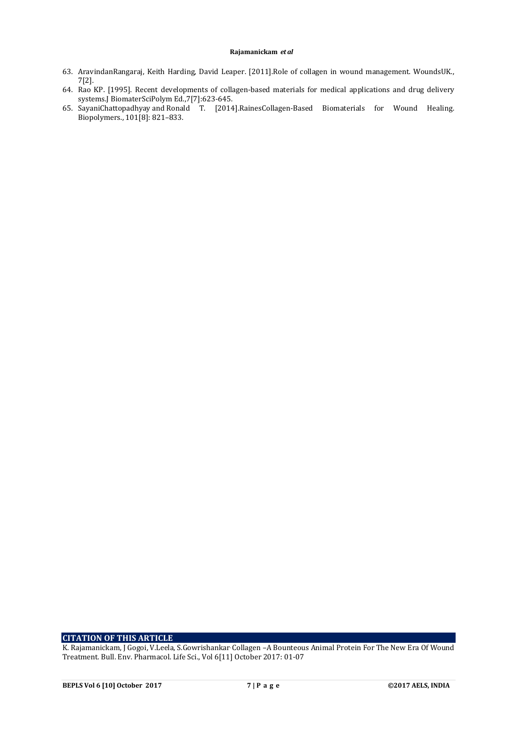63. AravindanRangaraj, Keith Harding, David Leaper. [2011].Role of collagen in wound management. WoundsUK., 7[2].
64. Rao KP. [1995]. Recent developments of collagen-based materials for medical applications and drug delivery systems.J BiomaterSciPolym Ed.,7[7]:623-645.
65. SayaniChattopadhyay and Ronald T. [2014].RainesCollagen-Based Biomaterials for Wound Healing. Biopolymers., 101[8]: 821–833.

**CITATION OF THIS ARTICLE**

K. Rajamanickam, J Gogoi, V.Leela, S.Gowrishankar. Collagen –A Bounteous Animal Protein For The New Era Of Wound Treatment. Bull. Env. Pharmacol. Life Sci., Vol 6[11] October 2017: 01-07